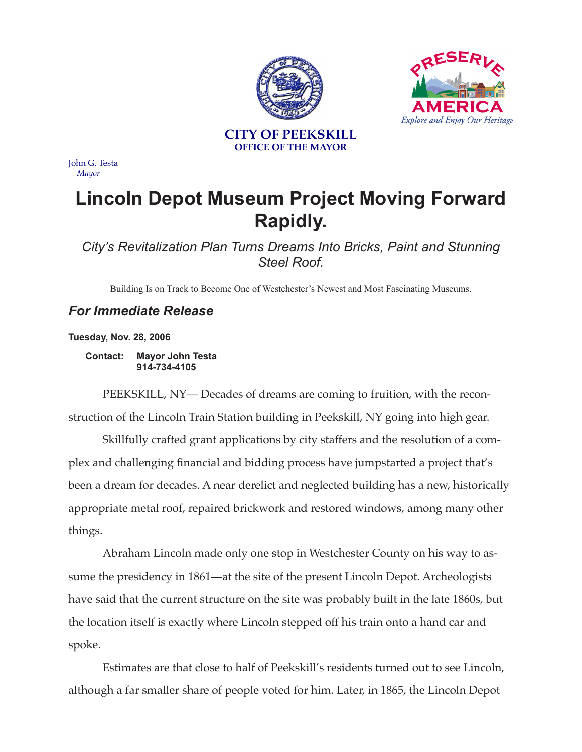**CITY OF PEEKSKILL**
**OFFICE OF THE MAYOR**

**PRESERVE AMERICA**
*Explore and Enjoy Our Heritage*

John G. Testa
*Mayor*

# Lincoln Depot Museum Project Moving Forward Rapidly.

## *City's Revitalization Plan Turns Dreams Into Bricks, Paint and Stunning Steel Roof.*

Building Is on Track to Become One of Westchester's Newest and Most Fascinating Museums.

### *For Immediate Release*

**Tuesday, Nov. 28, 2006**

**Contact: Mayor John Testa**
**914-734-4105**

PEEKSKILL, NY— Decades of dreams are coming to fruition, with the reconstruction of the Lincoln Train Station building in Peekskill, NY going into high gear.

Skillfully crafted grant applications by city staffers and the resolution of a complex and challenging financial and bidding process have jumpstarted a project that's been a dream for decades. A near derelict and neglected building has a new, historically appropriate metal roof, repaired brickwork and restored windows, among many other things.

Abraham Lincoln made only one stop in Westchester County on his way to assume the presidency in 1861—at the site of the present Lincoln Depot. Archeologists have said that the current structure on the site was probably built in the late 1860s, but the location itself is exactly where Lincoln stepped off his train onto a hand car and spoke.

Estimates are that close to half of Peekskill's residents turned out to see Lincoln, although a far smaller share of people voted for him. Later, in 1865, the Lincoln Depot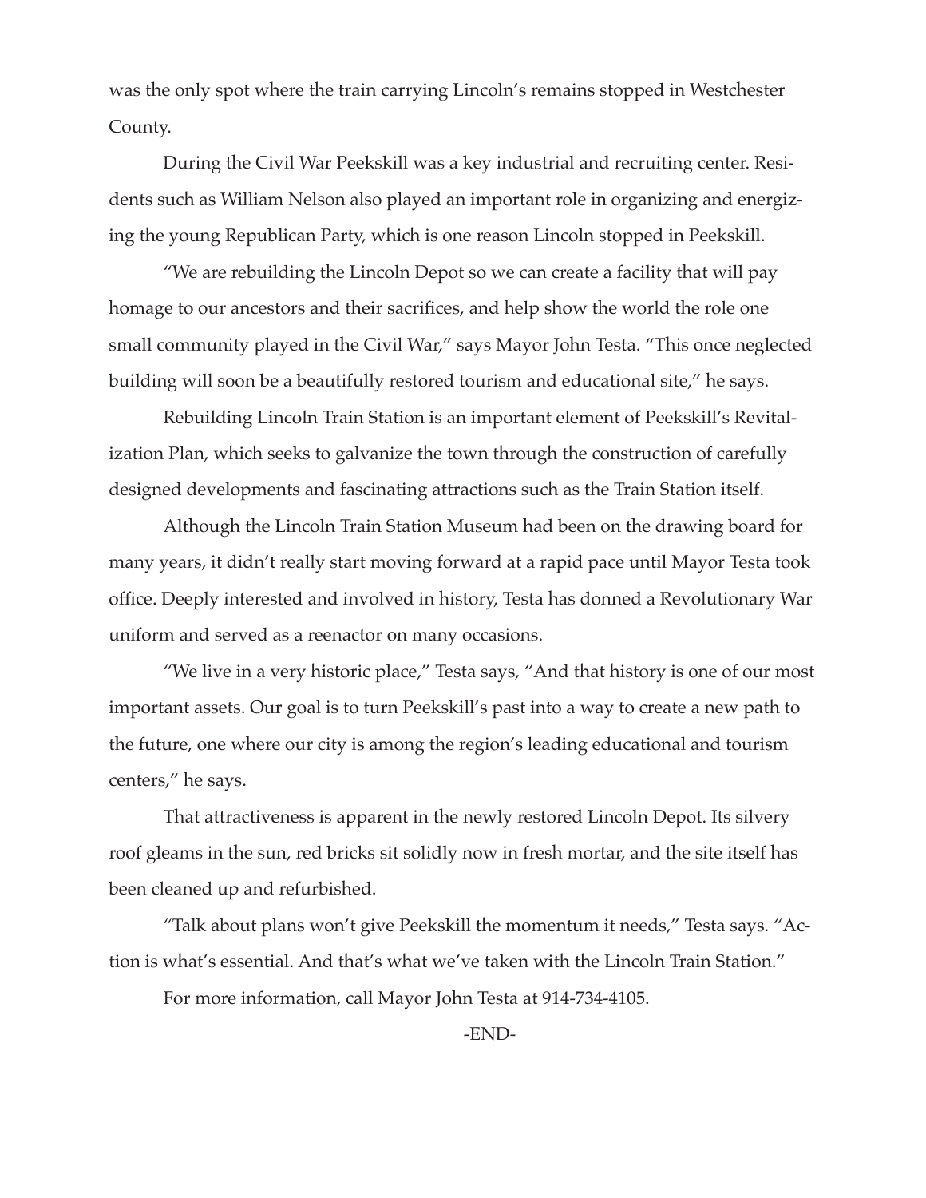was the only spot where the train carrying Lincoln's remains stopped in Westchester County.

During the Civil War Peekskill was a key industrial and recruiting center. Residents such as William Nelson also played an important role in organizing and energizing the young Republican Party, which is one reason Lincoln stopped in Peekskill.

"We are rebuilding the Lincoln Depot so we can create a facility that will pay homage to our ancestors and their sacrifices, and help show the world the role one small community played in the Civil War," says Mayor John Testa. "This once neglected building will soon be a beautifully restored tourism and educational site," he says.

Rebuilding Lincoln Train Station is an important element of Peekskill's Revitalization Plan, which seeks to galvanize the town through the construction of carefully designed developments and fascinating attractions such as the Train Station itself.

Although the Lincoln Train Station Museum had been on the drawing board for many years, it didn't really start moving forward at a rapid pace until Mayor Testa took office. Deeply interested and involved in history, Testa has donned a Revolutionary War uniform and served as a reenactor on many occasions.

"We live in a very historic place," Testa says, "And that history is one of our most important assets. Our goal is to turn Peekskill's past into a way to create a new path to the future, one where our city is among the region's leading educational and tourism centers," he says.

That attractiveness is apparent in the newly restored Lincoln Depot. Its silvery roof gleams in the sun, red bricks sit solidly now in fresh mortar, and the site itself has been cleaned up and refurbished.

"Talk about plans won't give Peekskill the momentum it needs," Testa says. "Action is what's essential. And that's what we've taken with the Lincoln Train Station."

For more information, call Mayor John Testa at 914-734-4105.

-END-